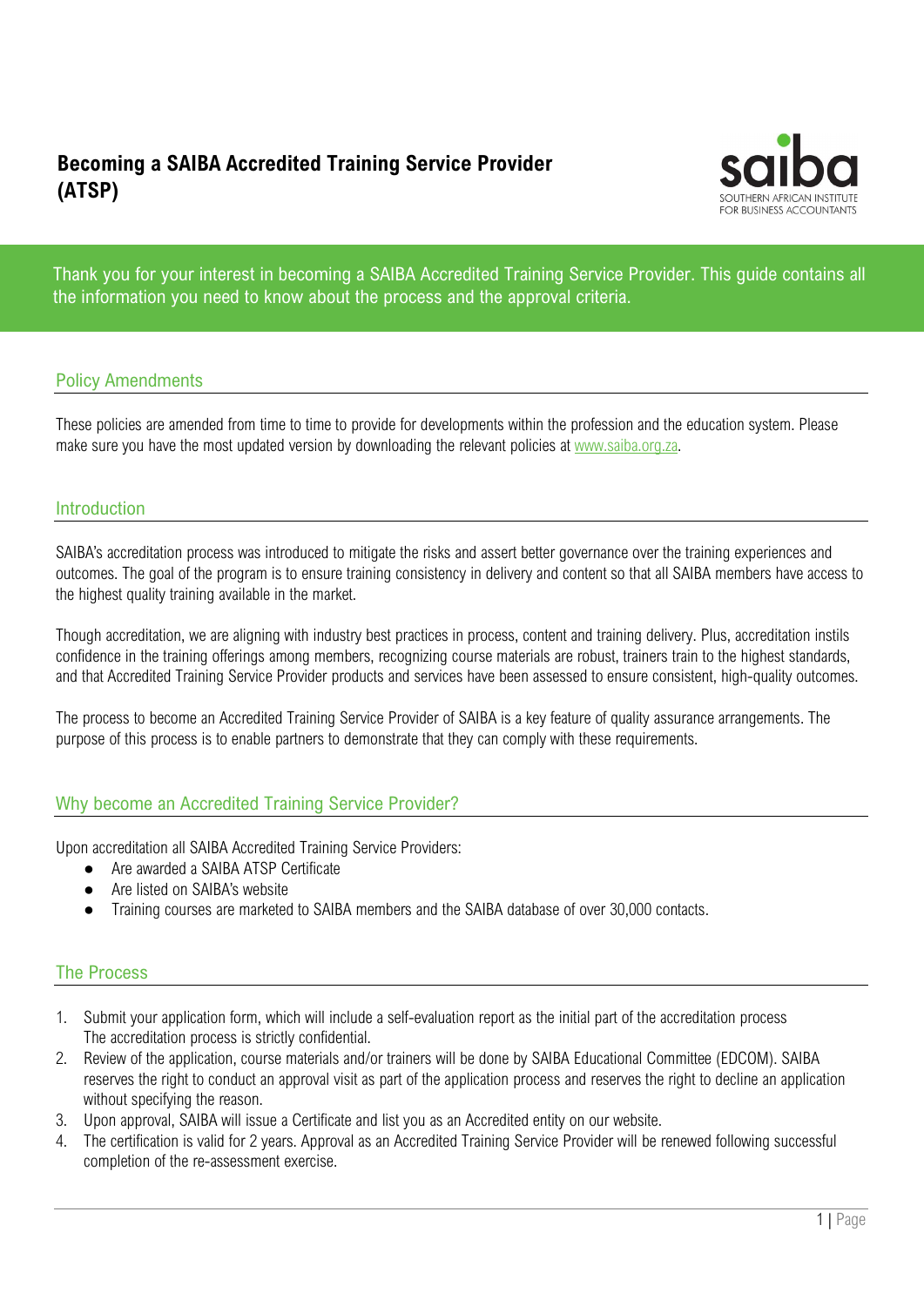# Becoming a SAIBA Accredited Training Service Provider (ATSP)

saiba
SOUTHERN AFRICAN INSTITUTE FOR BUSINESS ACCOUNTANTS

Thank you for your interest in becoming a SAIBA Accredited Training Service Provider. This guide contains all the information you need to know about the process and the approval criteria.

## Policy Amendments

These policies are amended from time to time to provide for developments within the profession and the education system. Please make sure you have the most updated version by downloading the relevant policies at www.saiba.org.za.

## Introduction

SAIBA's accreditation process was introduced to mitigate the risks and assert better governance over the training experiences and outcomes. The goal of the program is to ensure training consistency in delivery and content so that all SAIBA members have access to the highest quality training available in the market.

Though accreditation, we are aligning with industry best practices in process, content and training delivery. Plus, accreditation instils confidence in the training offerings among members, recognizing course materials are robust, trainers train to the highest standards, and that Accredited Training Service Provider products and services have been assessed to ensure consistent, high-quality outcomes.

The process to become an Accredited Training Service Provider of SAIBA is a key feature of quality assurance arrangements. The purpose of this process is to enable partners to demonstrate that they can comply with these requirements.

## Why become an Accredited Training Service Provider?

Upon accreditation all SAIBA Accredited Training Service Providers:

- Are awarded a SAIBA ATSP Certificate
- Are listed on SAIBA's website
- Training courses are marketed to SAIBA members and the SAIBA database of over 30,000 contacts.

## The Process

1. Submit your application form, which will include a self-evaluation report as the initial part of the accreditation process
   The accreditation process is strictly confidential.
2. Review of the application, course materials and/or trainers will be done by SAIBA Educational Committee (EDCOM). SAIBA reserves the right to conduct an approval visit as part of the application process and reserves the right to decline an application without specifying the reason.
3. Upon approval, SAIBA will issue a Certificate and list you as an Accredited entity on our website.
4. The certification is valid for 2 years. Approval as an Accredited Training Service Provider will be renewed following successful completion of the re-assessment exercise.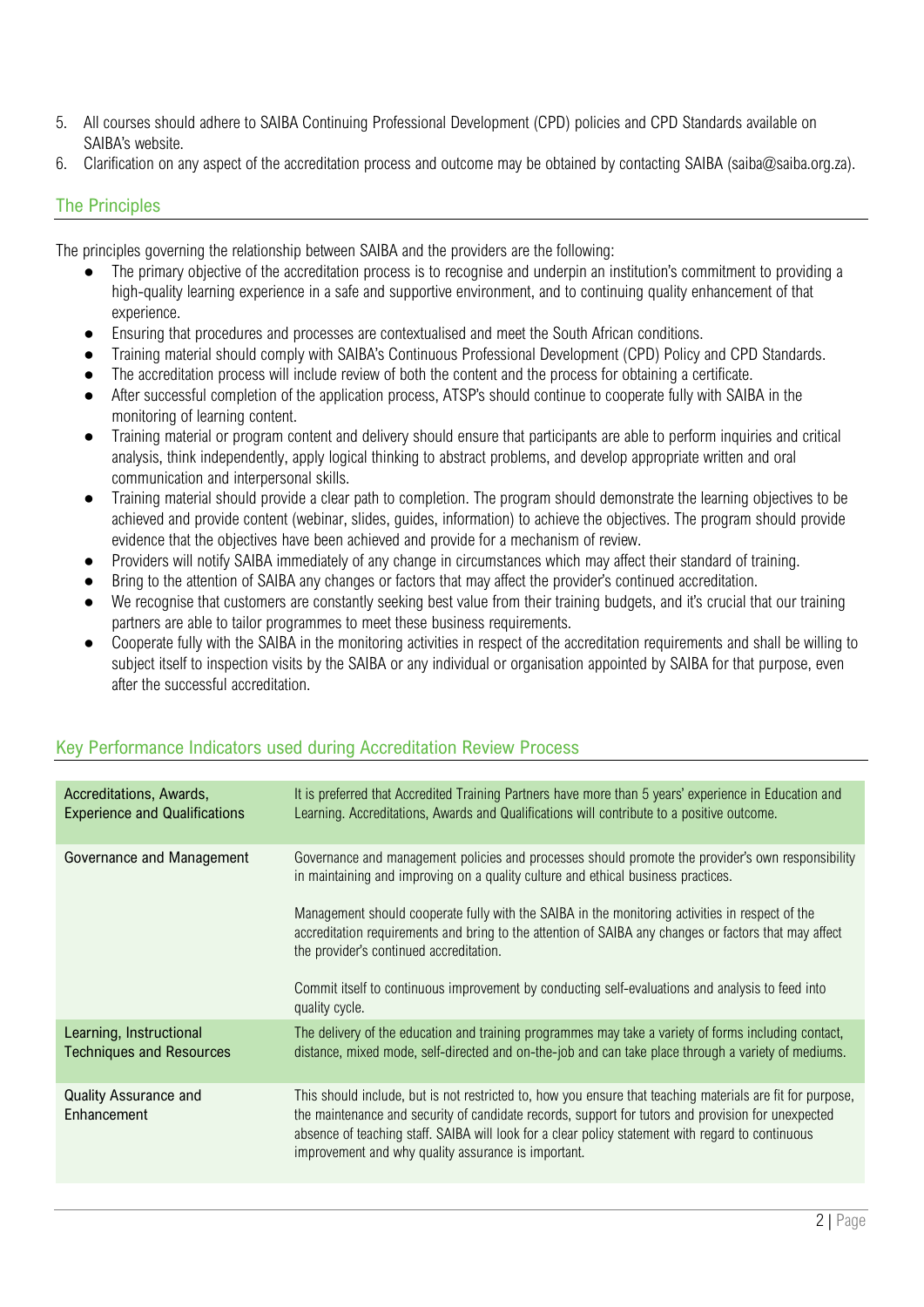5. All courses should adhere to SAIBA Continuing Professional Development (CPD) policies and CPD Standards available on SAIBA's website.
6. Clarification on any aspect of the accreditation process and outcome may be obtained by contacting SAIBA (saiba@saiba.org.za).

## The Principles

The principles governing the relationship between SAIBA and the providers are the following:

- The primary objective of the accreditation process is to recognise and underpin an institution's commitment to providing a high-quality learning experience in a safe and supportive environment, and to continuing quality enhancement of that experience.
- Ensuring that procedures and processes are contextualised and meet the South African conditions.
- Training material should comply with SAIBA's Continuous Professional Development (CPD) Policy and CPD Standards.
- The accreditation process will include review of both the content and the process for obtaining a certificate.
- After successful completion of the application process, ATSP's should continue to cooperate fully with SAIBA in the monitoring of learning content.
- Training material or program content and delivery should ensure that participants are able to perform inquiries and critical analysis, think independently, apply logical thinking to abstract problems, and develop appropriate written and oral communication and interpersonal skills.
- Training material should provide a clear path to completion. The program should demonstrate the learning objectives to be achieved and provide content (webinar, slides, guides, information) to achieve the objectives. The program should provide evidence that the objectives have been achieved and provide for a mechanism of review.
- Providers will notify SAIBA immediately of any change in circumstances which may affect their standard of training.
- Bring to the attention of SAIBA any changes or factors that may affect the provider's continued accreditation.
- We recognise that customers are constantly seeking best value from their training budgets, and it's crucial that our training partners are able to tailor programmes to meet these business requirements.
- Cooperate fully with the SAIBA in the monitoring activities in respect of the accreditation requirements and shall be willing to subject itself to inspection visits by the SAIBA or any individual or organisation appointed by SAIBA for that purpose, even after the successful accreditation.

## Key Performance Indicators used during Accreditation Review Process

| | |
|---|---|
| Accreditations, Awards, Experience and Qualifications | It is preferred that Accredited Training Partners have more than 5 years' experience in Education and Learning. Accreditations, Awards and Qualifications will contribute to a positive outcome. |
| Governance and Management | Governance and management policies and processes should promote the provider's own responsibility in maintaining and improving on a quality culture and ethical business practices.<br><br>Management should cooperate fully with the SAIBA in the monitoring activities in respect of the accreditation requirements and bring to the attention of SAIBA any changes or factors that may affect the provider's continued accreditation.<br><br>Commit itself to continuous improvement by conducting self-evaluations and analysis to feed into quality cycle. |
| Learning, Instructional Techniques and Resources | The delivery of the education and training programmes may take a variety of forms including contact, distance, mixed mode, self-directed and on-the-job and can take place through a variety of mediums. |
| Quality Assurance and Enhancement | This should include, but is not restricted to, how you ensure that teaching materials are fit for purpose, the maintenance and security of candidate records, support for tutors and provision for unexpected absence of teaching staff. SAIBA will look for a clear policy statement with regard to continuous improvement and why quality assurance is important. |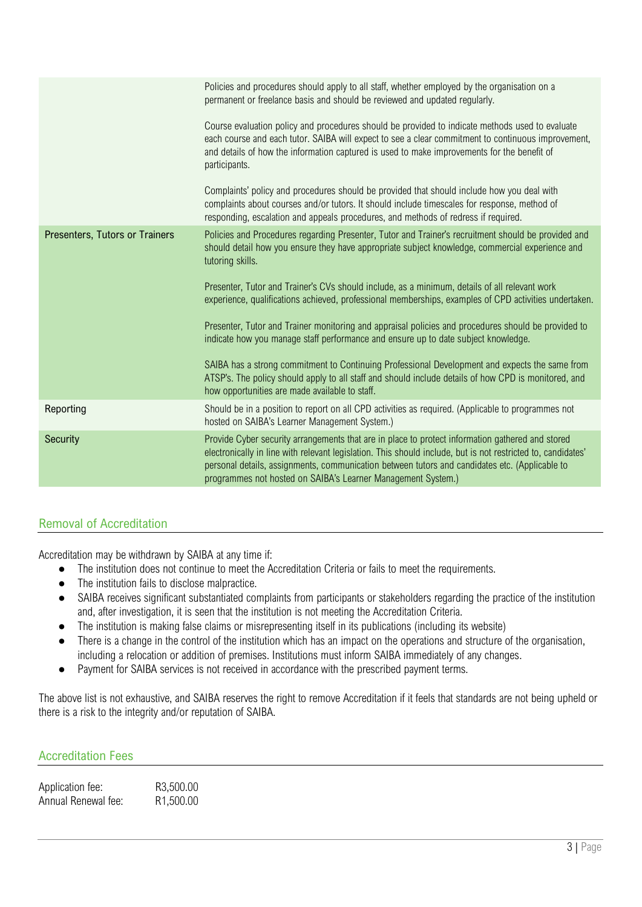| | |
|---|---|
| | Policies and procedures should apply to all staff, whether employed by the organisation on a permanent or freelance basis and should be reviewed and updated regularly.<br><br>Course evaluation policy and procedures should be provided to indicate methods used to evaluate each course and each tutor. SAIBA will expect to see a clear commitment to continuous improvement, and details of how the information captured is used to make improvements for the benefit of participants.<br><br>Complaints' policy and procedures should be provided that should include how you deal with complaints about courses and/or tutors. It should include timescales for response, method of responding, escalation and appeals procedures, and methods of redress if required. |
| Presenters, Tutors or Trainers | Policies and Procedures regarding Presenter, Tutor and Trainer's recruitment should be provided and should detail how you ensure they have appropriate subject knowledge, commercial experience and tutoring skills.<br><br>Presenter, Tutor and Trainer's CVs should include, as a minimum, details of all relevant work experience, qualifications achieved, professional memberships, examples of CPD activities undertaken.<br><br>Presenter, Tutor and Trainer monitoring and appraisal policies and procedures should be provided to indicate how you manage staff performance and ensure up to date subject knowledge.<br><br>SAIBA has a strong commitment to Continuing Professional Development and expects the same from ATSP's. The policy should apply to all staff and should include details of how CPD is monitored, and how opportunities are made available to staff. |
| Reporting | Should be in a position to report on all CPD activities as required. (Applicable to programmes not hosted on SAIBA's Learner Management System.) |
| Security | Provide Cyber security arrangements that are in place to protect information gathered and stored electronically in line with relevant legislation. This should include, but is not restricted to, candidates' personal details, assignments, communication between tutors and candidates etc. (Applicable to programmes not hosted on SAIBA's Learner Management System.) |

## Removal of Accreditation

Accreditation may be withdrawn by SAIBA at any time if:

- The institution does not continue to meet the Accreditation Criteria or fails to meet the requirements.
- The institution fails to disclose malpractice.
- SAIBA receives significant substantiated complaints from participants or stakeholders regarding the practice of the institution and, after investigation, it is seen that the institution is not meeting the Accreditation Criteria.
- The institution is making false claims or misrepresenting itself in its publications (including its website)
- There is a change in the control of the institution which has an impact on the operations and structure of the organisation, including a relocation or addition of premises. Institutions must inform SAIBA immediately of any changes.
- Payment for SAIBA services is not received in accordance with the prescribed payment terms.

The above list is not exhaustive, and SAIBA reserves the right to remove Accreditation if it feels that standards are not being upheld or there is a risk to the integrity and/or reputation of SAIBA.

## Accreditation Fees

Application fee: R3,500.00
Annual Renewal fee: R1,500.00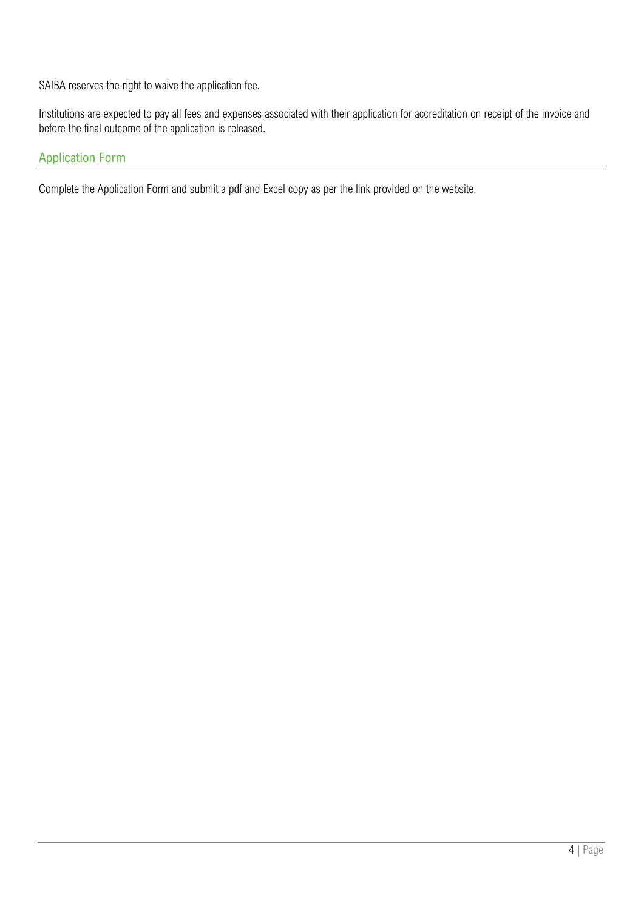SAIBA reserves the right to waive the application fee.

Institutions are expected to pay all fees and expenses associated with their application for accreditation on receipt of the invoice and before the final outcome of the application is released.

## Application Form

Complete the Application Form and submit a pdf and Excel copy as per the link provided on the website.